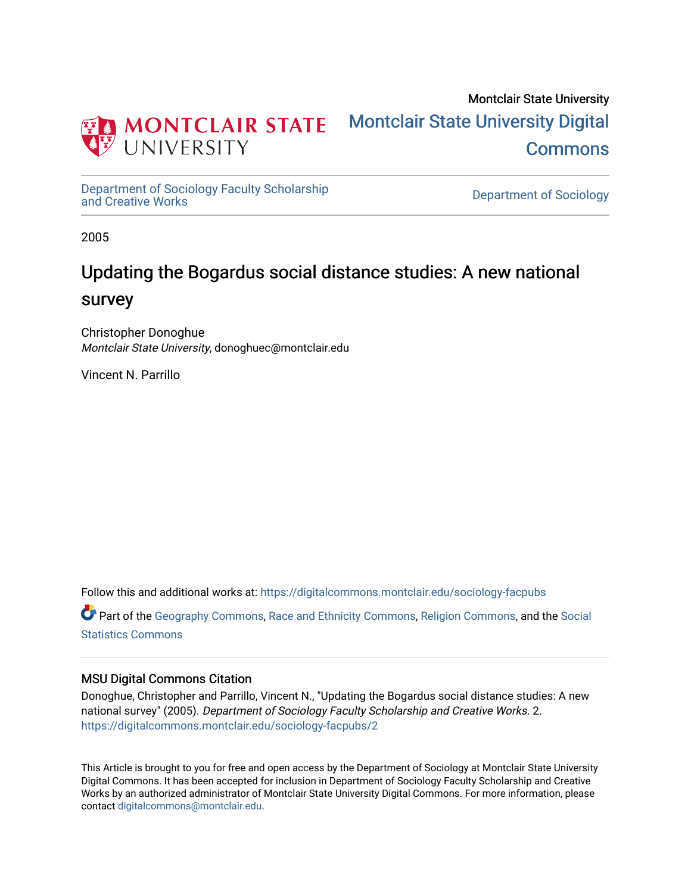Montclair State University

# Montclair State University Digital Commons

Department of Sociology Faculty Scholarship and Creative Works

Department of Sociology

2005

## Updating the Bogardus social distance studies: A new national survey

Christopher Donoghue
*Montclair State University*, donoghuec@montclair.edu

Vincent N. Parrillo

Follow this and additional works at: https://digitalcommons.montclair.edu/sociology-facpubs

Part of the Geography Commons, Race and Ethnicity Commons, Religion Commons, and the Social Statistics Commons

### MSU Digital Commons Citation

Donoghue, Christopher and Parrillo, Vincent N., "Updating the Bogardus social distance studies: A new national survey" (2005). *Department of Sociology Faculty Scholarship and Creative Works*. 2.
https://digitalcommons.montclair.edu/sociology-facpubs/2

This Article is brought to you for free and open access by the Department of Sociology at Montclair State University Digital Commons. It has been accepted for inclusion in Department of Sociology Faculty Scholarship and Creative Works by an authorized administrator of Montclair State University Digital Commons. For more information, please contact digitalcommons@montclair.edu.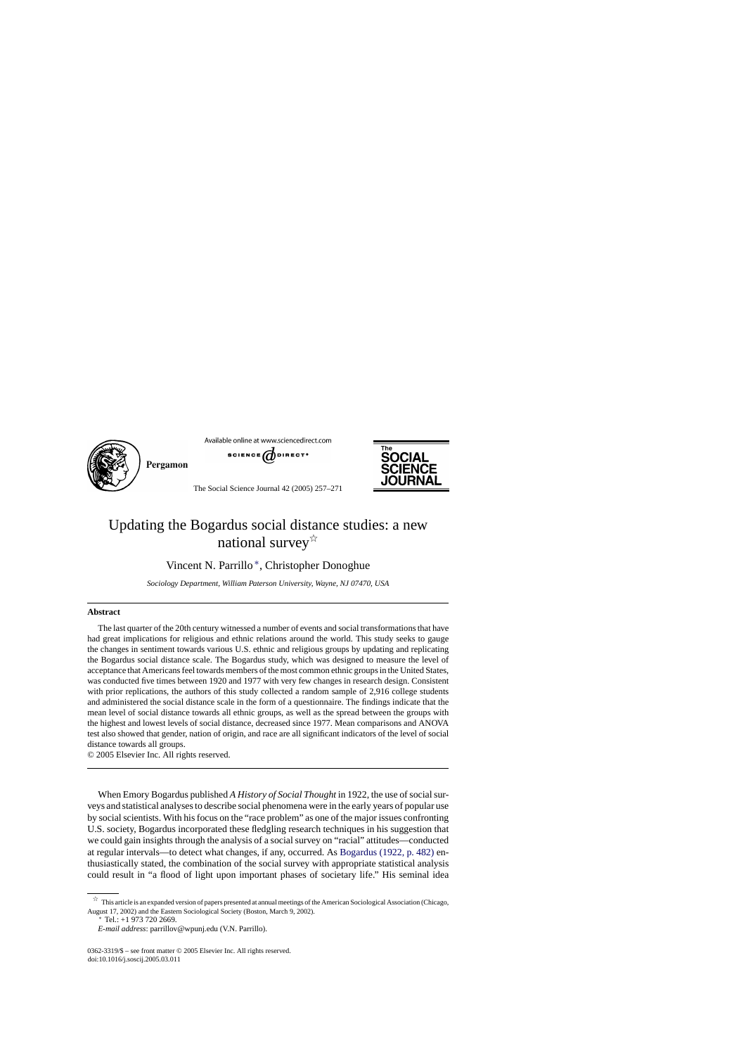# Updating the Bogardus social distance studies: a new national survey☆

Vincent N. Parrillo*, Christopher Donoghue

*Sociology Department, William Paterson University, Wayne, NJ 07470, USA*

## Abstract

The last quarter of the 20th century witnessed a number of events and social transformations that have had great implications for religious and ethnic relations around the world. This study seeks to gauge the changes in sentiment towards various U.S. ethnic and religious groups by updating and replicating the Bogardus social distance scale. The Bogardus study, which was designed to measure the level of acceptance that Americans feel towards members of the most common ethnic groups in the United States, was conducted five times between 1920 and 1977 with very few changes in research design. Consistent with prior replications, the authors of this study collected a random sample of 2,916 college students and administered the social distance scale in the form of a questionnaire. The findings indicate that the mean level of social distance towards all ethnic groups, as well as the spread between the groups with the highest and lowest levels of social distance, decreased since 1977. Mean comparisons and ANOVA test also showed that gender, nation of origin, and race are all significant indicators of the level of social distance towards all groups.

© 2005 Elsevier Inc. All rights reserved.

When Emory Bogardus published *A History of Social Thought* in 1922, the use of social surveys and statistical analyses to describe social phenomena were in the early years of popular use by social scientists. With his focus on the "race problem" as one of the major issues confronting U.S. society, Bogardus incorporated these fledgling research techniques in his suggestion that we could gain insights through the analysis of a social survey on "racial" attitudes—conducted at regular intervals—to detect what changes, if any, occurred. As Bogardus (1922, p. 482) enthusiastically stated, the combination of the social survey with appropriate statistical analysis could result in "a flood of light upon important phases of societary life." His seminal idea

☆ This article is an expanded version of papers presented at annual meetings of the American Sociological Association (Chicago, August 17, 2002) and the Eastern Sociological Society (Boston, March 9, 2002).

* Tel.: +1 973 720 2669.

*E-mail address*: parrillov@wpunj.edu (V.N. Parrillo).

0362-3319/$ – see front matter © 2005 Elsevier Inc. All rights reserved.
doi:10.1016/j.soscij.2005.03.011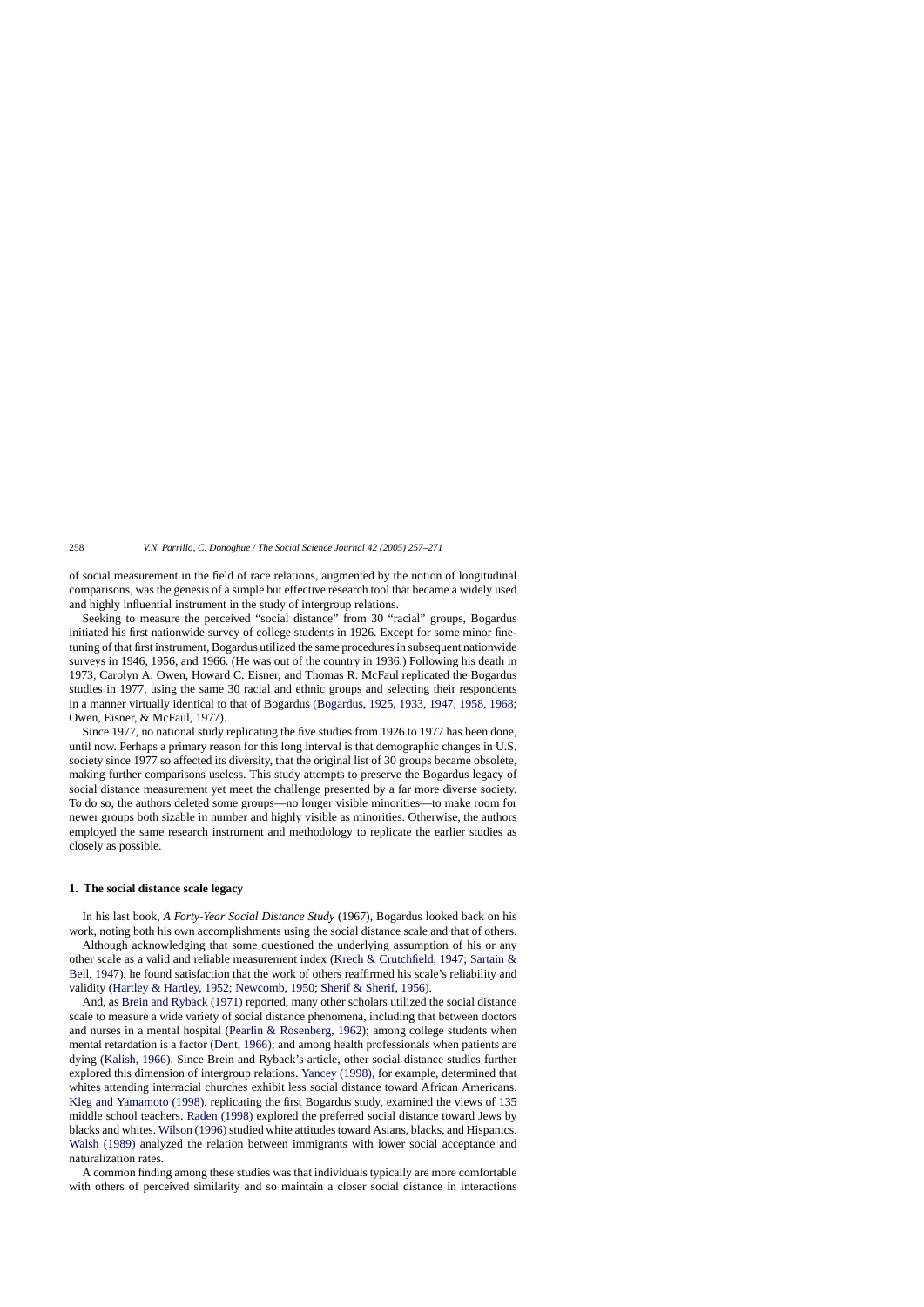of social measurement in the field of race relations, augmented by the notion of longitudinal comparisons, was the genesis of a simple but effective research tool that became a widely used and highly influential instrument in the study of intergroup relations.

Seeking to measure the perceived "social distance" from 30 "racial" groups, Bogardus initiated his first nationwide survey of college students in 1926. Except for some minor fine-tuning of that first instrument, Bogardus utilized the same procedures in subsequent nationwide surveys in 1946, 1956, and 1966. (He was out of the country in 1936.) Following his death in 1973, Carolyn A. Owen, Howard C. Eisner, and Thomas R. McFaul replicated the Bogardus studies in 1977, using the same 30 racial and ethnic groups and selecting their respondents in a manner virtually identical to that of Bogardus (Bogardus, 1925, 1933, 1947, 1958, 1968; Owen, Eisner, & McFaul, 1977).

Since 1977, no national study replicating the five studies from 1926 to 1977 has been done, until now. Perhaps a primary reason for this long interval is that demographic changes in U.S. society since 1977 so affected its diversity, that the original list of 30 groups became obsolete, making further comparisons useless. This study attempts to preserve the Bogardus legacy of social distance measurement yet meet the challenge presented by a far more diverse society. To do so, the authors deleted some groups—no longer visible minorities—to make room for newer groups both sizable in number and highly visible as minorities. Otherwise, the authors employed the same research instrument and methodology to replicate the earlier studies as closely as possible.

## 1. The social distance scale legacy

In his last book, *A Forty-Year Social Distance Study* (1967), Bogardus looked back on his work, noting both his own accomplishments using the social distance scale and that of others.

Although acknowledging that some questioned the underlying assumption of his or any other scale as a valid and reliable measurement index (Krech & Crutchfield, 1947; Sartain & Bell, 1947), he found satisfaction that the work of others reaffirmed his scale's reliability and validity (Hartley & Hartley, 1952; Newcomb, 1950; Sherif & Sherif, 1956).

And, as Brein and Ryback (1971) reported, many other scholars utilized the social distance scale to measure a wide variety of social distance phenomena, including that between doctors and nurses in a mental hospital (Pearlin & Rosenberg, 1962); among college students when mental retardation is a factor (Dent, 1966); and among health professionals when patients are dying (Kalish, 1966). Since Brein and Ryback's article, other social distance studies further explored this dimension of intergroup relations. Yancey (1998), for example, determined that whites attending interracial churches exhibit less social distance toward African Americans. Kleg and Yamamoto (1998), replicating the first Bogardus study, examined the views of 135 middle school teachers. Raden (1998) explored the preferred social distance toward Jews by blacks and whites. Wilson (1996) studied white attitudes toward Asians, blacks, and Hispanics. Walsh (1989) analyzed the relation between immigrants with lower social acceptance and naturalization rates.

A common finding among these studies was that individuals typically are more comfortable with others of perceived similarity and so maintain a closer social distance in interactions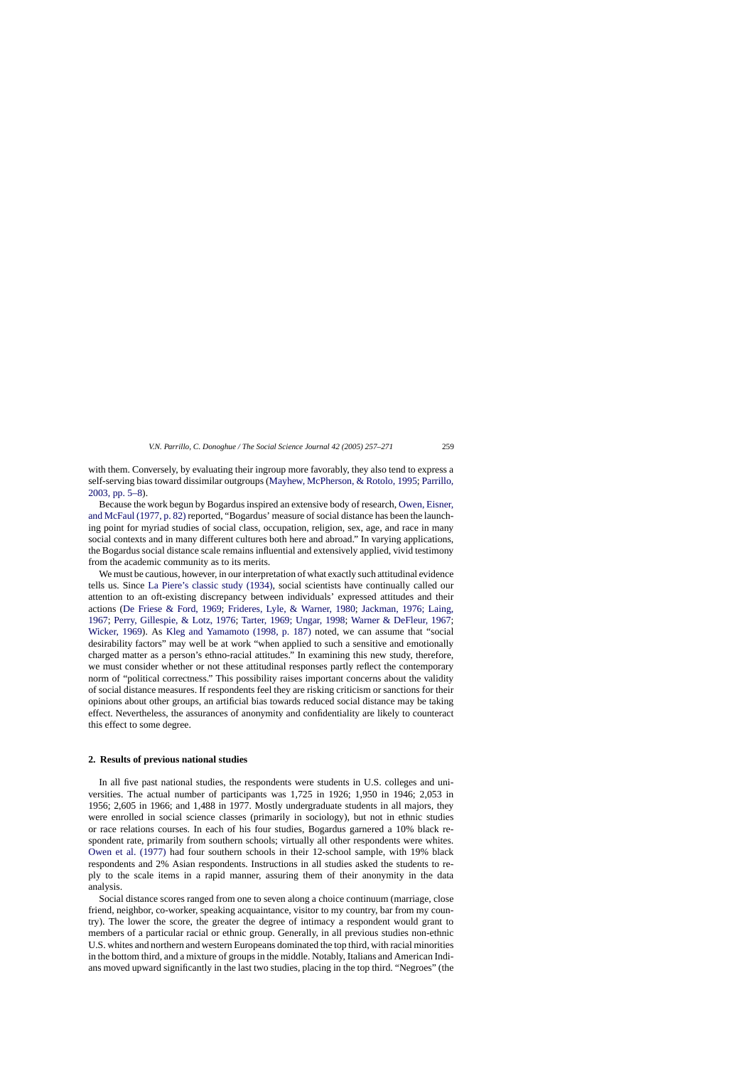with them. Conversely, by evaluating their ingroup more favorably, they also tend to express a self-serving bias toward dissimilar outgroups (Mayhew, McPherson, & Rotolo, 1995; Parrillo, 2003, pp. 5–8).

Because the work begun by Bogardus inspired an extensive body of research, Owen, Eisner, and McFaul (1977, p. 82) reported, "Bogardus' measure of social distance has been the launching point for myriad studies of social class, occupation, religion, sex, age, and race in many social contexts and in many different cultures both here and abroad." In varying applications, the Bogardus social distance scale remains influential and extensively applied, vivid testimony from the academic community as to its merits.

We must be cautious, however, in our interpretation of what exactly such attitudinal evidence tells us. Since La Piere's classic study (1934), social scientists have continually called our attention to an oft-existing discrepancy between individuals' expressed attitudes and their actions (De Friese & Ford, 1969; Frideres, Lyle, & Warner, 1980; Jackman, 1976; Laing, 1967; Perry, Gillespie, & Lotz, 1976; Tarter, 1969; Ungar, 1998; Warner & DeFleur, 1967; Wicker, 1969). As Kleg and Yamamoto (1998, p. 187) noted, we can assume that "social desirability factors" may well be at work "when applied to such a sensitive and emotionally charged matter as a person's ethno-racial attitudes." In examining this new study, therefore, we must consider whether or not these attitudinal responses partly reflect the contemporary norm of "political correctness." This possibility raises important concerns about the validity of social distance measures. If respondents feel they are risking criticism or sanctions for their opinions about other groups, an artificial bias towards reduced social distance may be taking effect. Nevertheless, the assurances of anonymity and confidentiality are likely to counteract this effect to some degree.

## 2. Results of previous national studies

In all five past national studies, the respondents were students in U.S. colleges and universities. The actual number of participants was 1,725 in 1926; 1,950 in 1946; 2,053 in 1956; 2,605 in 1966; and 1,488 in 1977. Mostly undergraduate students in all majors, they were enrolled in social science classes (primarily in sociology), but not in ethnic studies or race relations courses. In each of his four studies, Bogardus garnered a 10% black respondent rate, primarily from southern schools; virtually all other respondents were whites. Owen et al. (1977) had four southern schools in their 12-school sample, with 19% black respondents and 2% Asian respondents. Instructions in all studies asked the students to reply to the scale items in a rapid manner, assuring them of their anonymity in the data analysis.

Social distance scores ranged from one to seven along a choice continuum (marriage, close friend, neighbor, co-worker, speaking acquaintance, visitor to my country, bar from my country). The lower the score, the greater the degree of intimacy a respondent would grant to members of a particular racial or ethnic group. Generally, in all previous studies non-ethnic U.S. whites and northern and western Europeans dominated the top third, with racial minorities in the bottom third, and a mixture of groups in the middle. Notably, Italians and American Indians moved upward significantly in the last two studies, placing in the top third. "Negroes" (the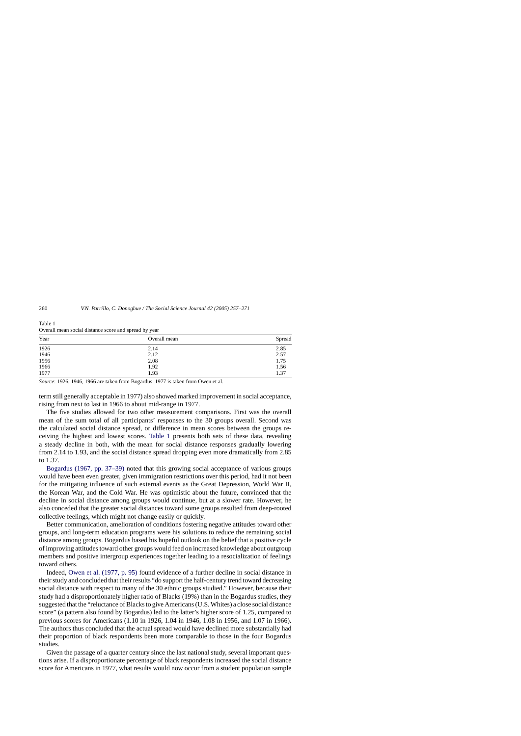Table 1
Overall mean social distance score and spread by year

| Year | Overall mean | Spread |
|---|---|---|
| 1926 | 2.14 | 2.85 |
| 1946 | 2.12 | 2.57 |
| 1956 | 2.08 | 1.75 |
| 1966 | 1.92 | 1.56 |
| 1977 | 1.93 | 1.37 |

*Source*: 1926, 1946, 1966 are taken from Bogardus. 1977 is taken from Owen et al.

term still generally acceptable in 1977) also showed marked improvement in social acceptance, rising from next to last in 1966 to about mid-range in 1977.

The five studies allowed for two other measurement comparisons. First was the overall mean of the sum total of all participants' responses to the 30 groups overall. Second was the calculated social distance spread, or difference in mean scores between the groups receiving the highest and lowest scores. Table 1 presents both sets of these data, revealing a steady decline in both, with the mean for social distance responses gradually lowering from 2.14 to 1.93, and the social distance spread dropping even more dramatically from 2.85 to 1.37.

Bogardus (1967, pp. 37–39) noted that this growing social acceptance of various groups would have been even greater, given immigration restrictions over this period, had it not been for the mitigating influence of such external events as the Great Depression, World War II, the Korean War, and the Cold War. He was optimistic about the future, convinced that the decline in social distance among groups would continue, but at a slower rate. However, he also conceded that the greater social distances toward some groups resulted from deep-rooted collective feelings, which might not change easily or quickly.

Better communication, amelioration of conditions fostering negative attitudes toward other groups, and long-term education programs were his solutions to reduce the remaining social distance among groups. Bogardus based his hopeful outlook on the belief that a positive cycle of improving attitudes toward other groups would feed on increased knowledge about outgroup members and positive intergroup experiences together leading to a resocialization of feelings toward others.

Indeed, Owen et al. (1977, p. 95) found evidence of a further decline in social distance in their study and concluded that their results "do support the half-century trend toward decreasing social distance with respect to many of the 30 ethnic groups studied." However, because their study had a disproportionately higher ratio of Blacks (19%) than in the Bogardus studies, they suggested that the "reluctance of Blacks to give Americans (U.S. Whites) a close social distance score" (a pattern also found by Bogardus) led to the latter's higher score of 1.25, compared to previous scores for Americans (1.10 in 1926, 1.04 in 1946, 1.08 in 1956, and 1.07 in 1966). The authors thus concluded that the actual spread would have declined more substantially had their proportion of black respondents been more comparable to those in the four Bogardus studies.

Given the passage of a quarter century since the last national study, several important questions arise. If a disproportionate percentage of black respondents increased the social distance score for Americans in 1977, what results would now occur from a student population sample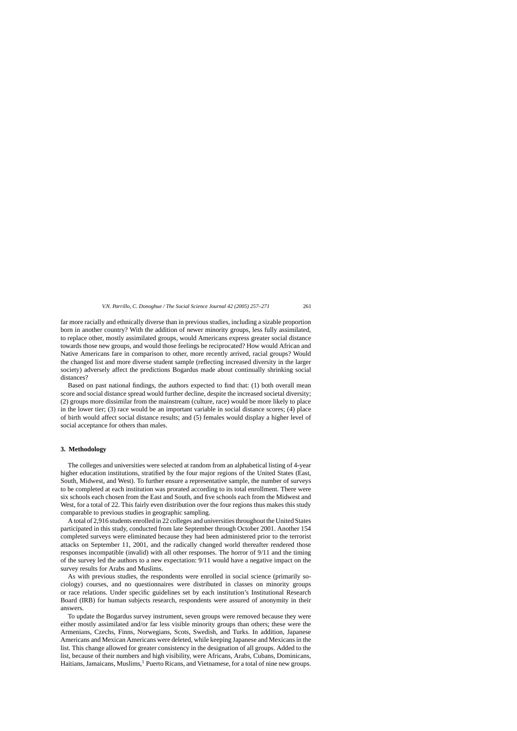far more racially and ethnically diverse than in previous studies, including a sizable proportion born in another country? With the addition of newer minority groups, less fully assimilated, to replace other, mostly assimilated groups, would Americans express greater social distance towards those new groups, and would those feelings be reciprocated? How would African and Native Americans fare in comparison to other, more recently arrived, racial groups? Would the changed list and more diverse student sample (reflecting increased diversity in the larger society) adversely affect the predictions Bogardus made about continually shrinking social distances?

Based on past national findings, the authors expected to find that: (1) both overall mean score and social distance spread would further decline, despite the increased societal diversity; (2) groups more dissimilar from the mainstream (culture, race) would be more likely to place in the lower tier; (3) race would be an important variable in social distance scores; (4) place of birth would affect social distance results; and (5) females would display a higher level of social acceptance for others than males.

## 3. Methodology

The colleges and universities were selected at random from an alphabetical listing of 4-year higher education institutions, stratified by the four major regions of the United States (East, South, Midwest, and West). To further ensure a representative sample, the number of surveys to be completed at each institution was prorated according to its total enrollment. There were six schools each chosen from the East and South, and five schools each from the Midwest and West, for a total of 22. This fairly even distribution over the four regions thus makes this study comparable to previous studies in geographic sampling.

A total of 2,916 students enrolled in 22 colleges and universities throughout the United States participated in this study, conducted from late September through October 2001. Another 154 completed surveys were eliminated because they had been administered prior to the terrorist attacks on September 11, 2001, and the radically changed world thereafter rendered those responses incompatible (invalid) with all other responses. The horror of 9/11 and the timing of the survey led the authors to a new expectation: 9/11 would have a negative impact on the survey results for Arabs and Muslims.

As with previous studies, the respondents were enrolled in social science (primarily sociology) courses, and no questionnaires were distributed in classes on minority groups or race relations. Under specific guidelines set by each institution's Institutional Research Board (IRB) for human subjects research, respondents were assured of anonymity in their answers.

To update the Bogardus survey instrument, seven groups were removed because they were either mostly assimilated and/or far less visible minority groups than others; these were the Armenians, Czechs, Finns, Norwegians, Scots, Swedish, and Turks. In addition, Japanese Americans and Mexican Americans were deleted, while keeping Japanese and Mexicans in the list. This change allowed for greater consistency in the designation of all groups. Added to the list, because of their numbers and high visibility, were Africans, Arabs, Cubans, Dominicans, Haitians, Jamaicans, Muslims,[1] Puerto Ricans, and Vietnamese, for a total of nine new groups.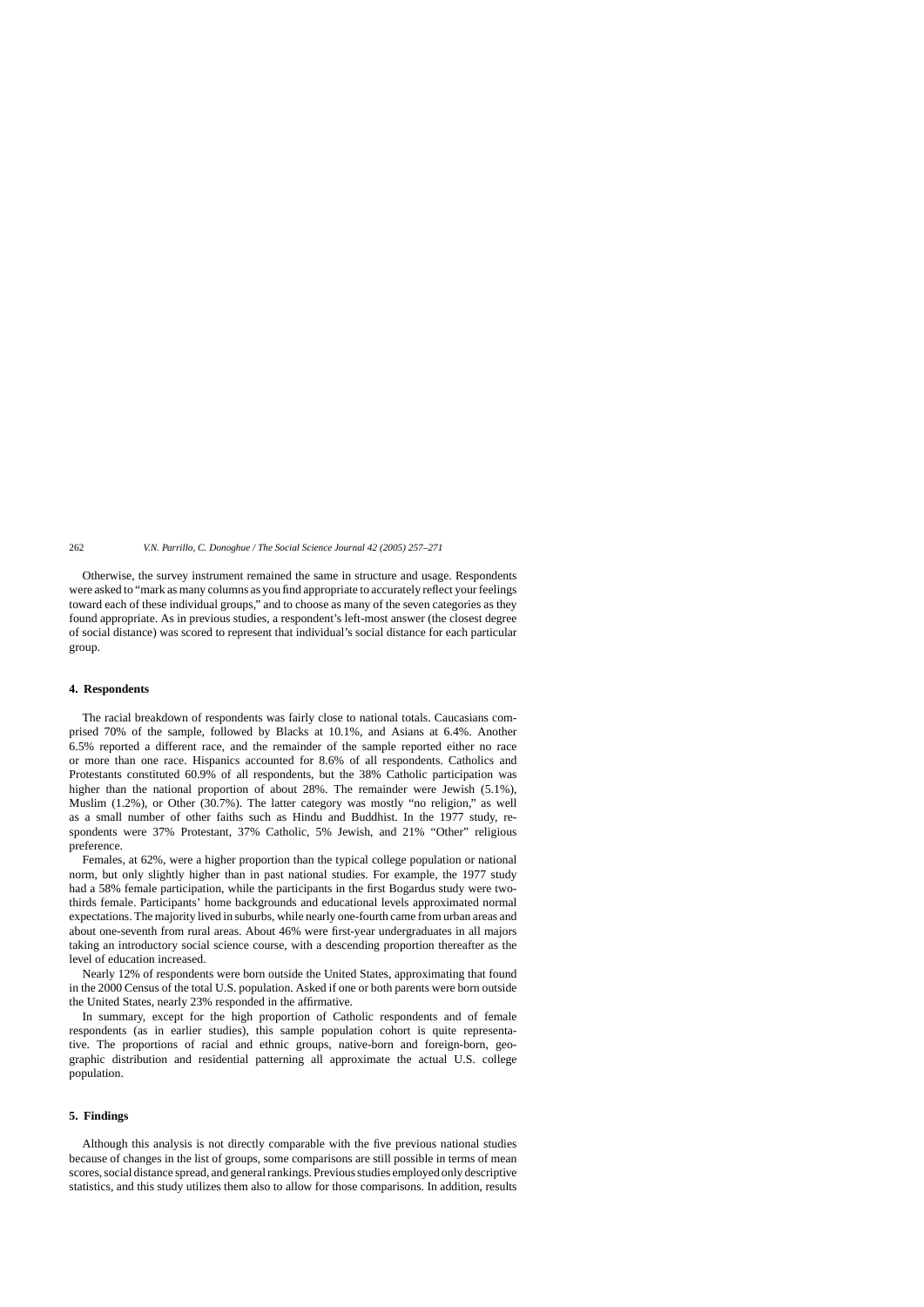Otherwise, the survey instrument remained the same in structure and usage. Respondents were asked to "mark as many columns as you find appropriate to accurately reflect your feelings toward each of these individual groups," and to choose as many of the seven categories as they found appropriate. As in previous studies, a respondent's left-most answer (the closest degree of social distance) was scored to represent that individual's social distance for each particular group.

## 4. Respondents

The racial breakdown of respondents was fairly close to national totals. Caucasians comprised 70% of the sample, followed by Blacks at 10.1%, and Asians at 6.4%. Another 6.5% reported a different race, and the remainder of the sample reported either no race or more than one race. Hispanics accounted for 8.6% of all respondents. Catholics and Protestants constituted 60.9% of all respondents, but the 38% Catholic participation was higher than the national proportion of about 28%. The remainder were Jewish (5.1%), Muslim (1.2%), or Other (30.7%). The latter category was mostly "no religion," as well as a small number of other faiths such as Hindu and Buddhist. In the 1977 study, respondents were 37% Protestant, 37% Catholic, 5% Jewish, and 21% "Other" religious preference.

Females, at 62%, were a higher proportion than the typical college population or national norm, but only slightly higher than in past national studies. For example, the 1977 study had a 58% female participation, while the participants in the first Bogardus study were two-thirds female. Participants' home backgrounds and educational levels approximated normal expectations. The majority lived in suburbs, while nearly one-fourth came from urban areas and about one-seventh from rural areas. About 46% were first-year undergraduates in all majors taking an introductory social science course, with a descending proportion thereafter as the level of education increased.

Nearly 12% of respondents were born outside the United States, approximating that found in the 2000 Census of the total U.S. population. Asked if one or both parents were born outside the United States, nearly 23% responded in the affirmative.

In summary, except for the high proportion of Catholic respondents and of female respondents (as in earlier studies), this sample population cohort is quite representative. The proportions of racial and ethnic groups, native-born and foreign-born, geographic distribution and residential patterning all approximate the actual U.S. college population.

## 5. Findings

Although this analysis is not directly comparable with the five previous national studies because of changes in the list of groups, some comparisons are still possible in terms of mean scores, social distance spread, and general rankings. Previous studies employed only descriptive statistics, and this study utilizes them also to allow for those comparisons. In addition, results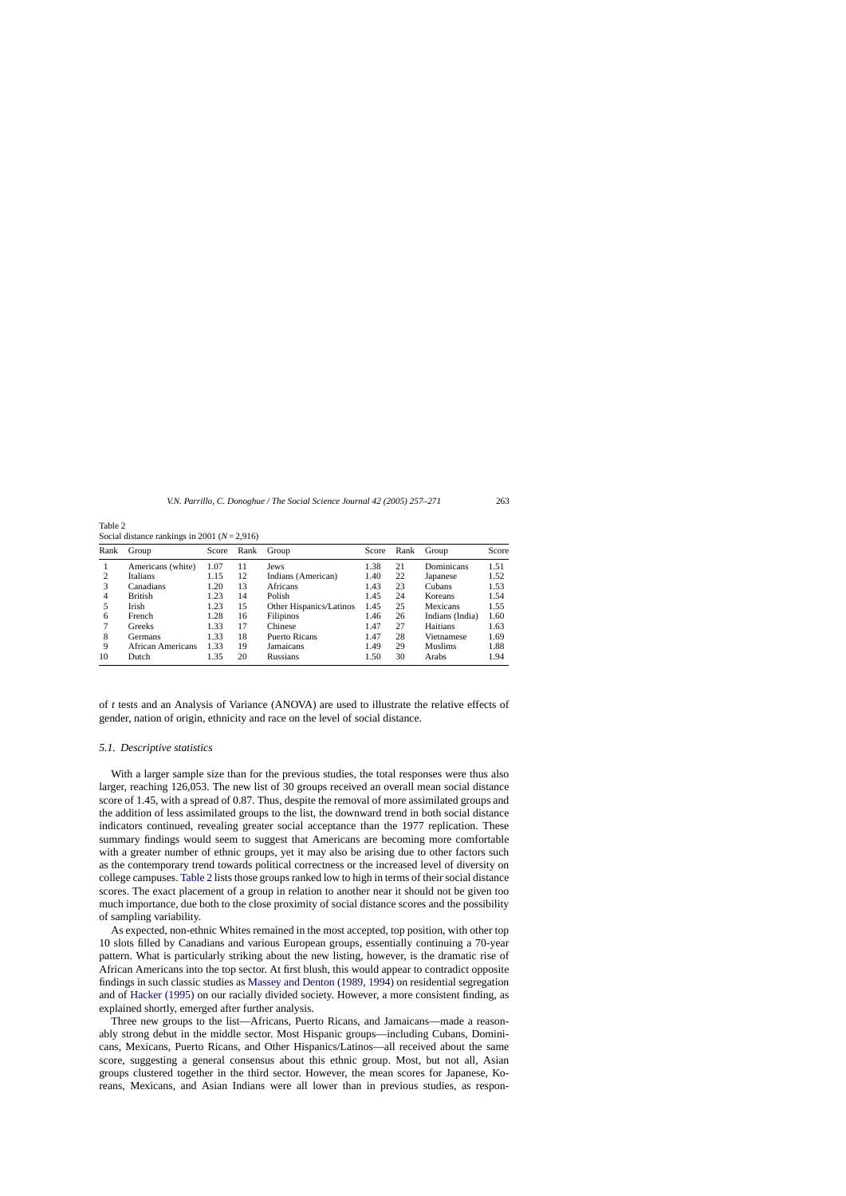Table 2
Social distance rankings in 2001 ($N = 2,916$)

| Rank | Group | Score | Rank | Group | Score | Rank | Group | Score |
|---|---|---|---|---|---|---|---|---|
| 1 | Americans (white) | 1.07 | 11 | Jews | 1.38 | 21 | Dominicans | 1.51 |
| 2 | Italians | 1.15 | 12 | Indians (American) | 1.40 | 22 | Japanese | 1.52 |
| 3 | Canadians | 1.20 | 13 | Africans | 1.43 | 23 | Cubans | 1.53 |
| 4 | British | 1.23 | 14 | Polish | 1.45 | 24 | Koreans | 1.54 |
| 5 | Irish | 1.23 | 15 | Other Hispanics/Latinos | 1.45 | 25 | Mexicans | 1.55 |
| 6 | French | 1.28 | 16 | Filipinos | 1.46 | 26 | Indians (India) | 1.60 |
| 7 | Greeks | 1.33 | 17 | Chinese | 1.47 | 27 | Haitians | 1.63 |
| 8 | Germans | 1.33 | 18 | Puerto Ricans | 1.47 | 28 | Vietnamese | 1.69 |
| 9 | African Americans | 1.33 | 19 | Jamaicans | 1.49 | 29 | Muslims | 1.88 |
| 10 | Dutch | 1.35 | 20 | Russians | 1.50 | 30 | Arabs | 1.94 |

of *t* tests and an Analysis of Variance (ANOVA) are used to illustrate the relative effects of gender, nation of origin, ethnicity and race on the level of social distance.

### 5.1. Descriptive statistics

With a larger sample size than for the previous studies, the total responses were thus also larger, reaching 126,053. The new list of 30 groups received an overall mean social distance score of 1.45, with a spread of 0.87. Thus, despite the removal of more assimilated groups and the addition of less assimilated groups to the list, the downward trend in both social distance indicators continued, revealing greater social acceptance than the 1977 replication. These summary findings would seem to suggest that Americans are becoming more comfortable with a greater number of ethnic groups, yet it may also be arising due to other factors such as the contemporary trend towards political correctness or the increased level of diversity on college campuses. Table 2 lists those groups ranked low to high in terms of their social distance scores. The exact placement of a group in relation to another near it should not be given too much importance, due both to the close proximity of social distance scores and the possibility of sampling variability.

As expected, non-ethnic Whites remained in the most accepted, top position, with other top 10 slots filled by Canadians and various European groups, essentially continuing a 70-year pattern. What is particularly striking about the new listing, however, is the dramatic rise of African Americans into the top sector. At first blush, this would appear to contradict opposite findings in such classic studies as Massey and Denton (1989, 1994) on residential segregation and of Hacker (1995) on our racially divided society. However, a more consistent finding, as explained shortly, emerged after further analysis.

Three new groups to the list—Africans, Puerto Ricans, and Jamaicans—made a reasonably strong debut in the middle sector. Most Hispanic groups—including Cubans, Dominicans, Mexicans, Puerto Ricans, and Other Hispanics/Latinos—all received about the same score, suggesting a general consensus about this ethnic group. Most, but not all, Asian groups clustered together in the third sector. However, the mean scores for Japanese, Koreans, Mexicans, and Asian Indians were all lower than in previous studies, as respon-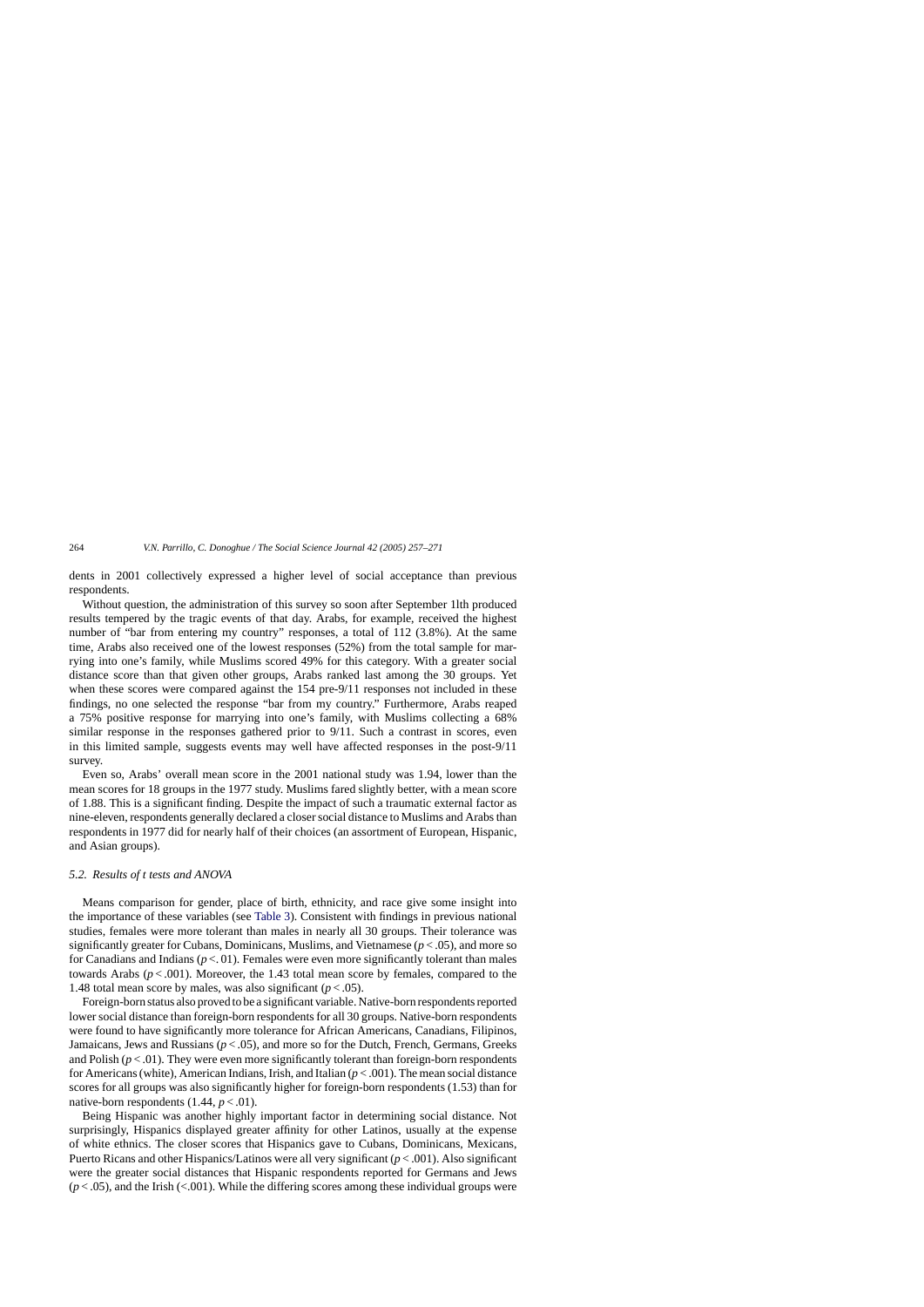dents in 2001 collectively expressed a higher level of social acceptance than previous respondents.

Without question, the administration of this survey so soon after September 1lth produced results tempered by the tragic events of that day. Arabs, for example, received the highest number of "bar from entering my country" responses, a total of 112 (3.8%). At the same time, Arabs also received one of the lowest responses (52%) from the total sample for marrying into one's family, while Muslims scored 49% for this category. With a greater social distance score than that given other groups, Arabs ranked last among the 30 groups. Yet when these scores were compared against the 154 pre-9/11 responses not included in these findings, no one selected the response "bar from my country." Furthermore, Arabs reaped a 75% positive response for marrying into one's family, with Muslims collecting a 68% similar response in the responses gathered prior to 9/11. Such a contrast in scores, even in this limited sample, suggests events may well have affected responses in the post-9/11 survey.

Even so, Arabs' overall mean score in the 2001 national study was 1.94, lower than the mean scores for 18 groups in the 1977 study. Muslims fared slightly better, with a mean score of 1.88. This is a significant finding. Despite the impact of such a traumatic external factor as nine-eleven, respondents generally declared a closer social distance to Muslims and Arabs than respondents in 1977 did for nearly half of their choices (an assortment of European, Hispanic, and Asian groups).

### *5.2. Results of t tests and ANOVA*

Means comparison for gender, place of birth, ethnicity, and race give some insight into the importance of these variables (see Table 3). Consistent with findings in previous national studies, females were more tolerant than males in nearly all 30 groups. Their tolerance was significantly greater for Cubans, Dominicans, Muslims, and Vietnamese ($p < .05$), and more so for Canadians and Indians ($p < .01$). Females were even more significantly tolerant than males towards Arabs ($p < .001$). Moreover, the 1.43 total mean score by females, compared to the 1.48 total mean score by males, was also significant ($p < .05$).

Foreign-born status also proved to be a significant variable. Native-born respondents reported lower social distance than foreign-born respondents for all 30 groups. Native-born respondents were found to have significantly more tolerance for African Americans, Canadians, Filipinos, Jamaicans, Jews and Russians ($p < .05$), and more so for the Dutch, French, Germans, Greeks and Polish ($p < .01$). They were even more significantly tolerant than foreign-born respondents for Americans (white), American Indians, Irish, and Italian ($p < .001$). The mean social distance scores for all groups was also significantly higher for foreign-born respondents (1.53) than for native-born respondents (1.44, $p < .01$).

Being Hispanic was another highly important factor in determining social distance. Not surprisingly, Hispanics displayed greater affinity for other Latinos, usually at the expense of white ethnics. The closer scores that Hispanics gave to Cubans, Dominicans, Mexicans, Puerto Ricans and other Hispanics/Latinos were all very significant ($p < .001$). Also significant were the greater social distances that Hispanic respondents reported for Germans and Jews ($p < .05$), and the Irish ($< .001$). While the differing scores among these individual groups were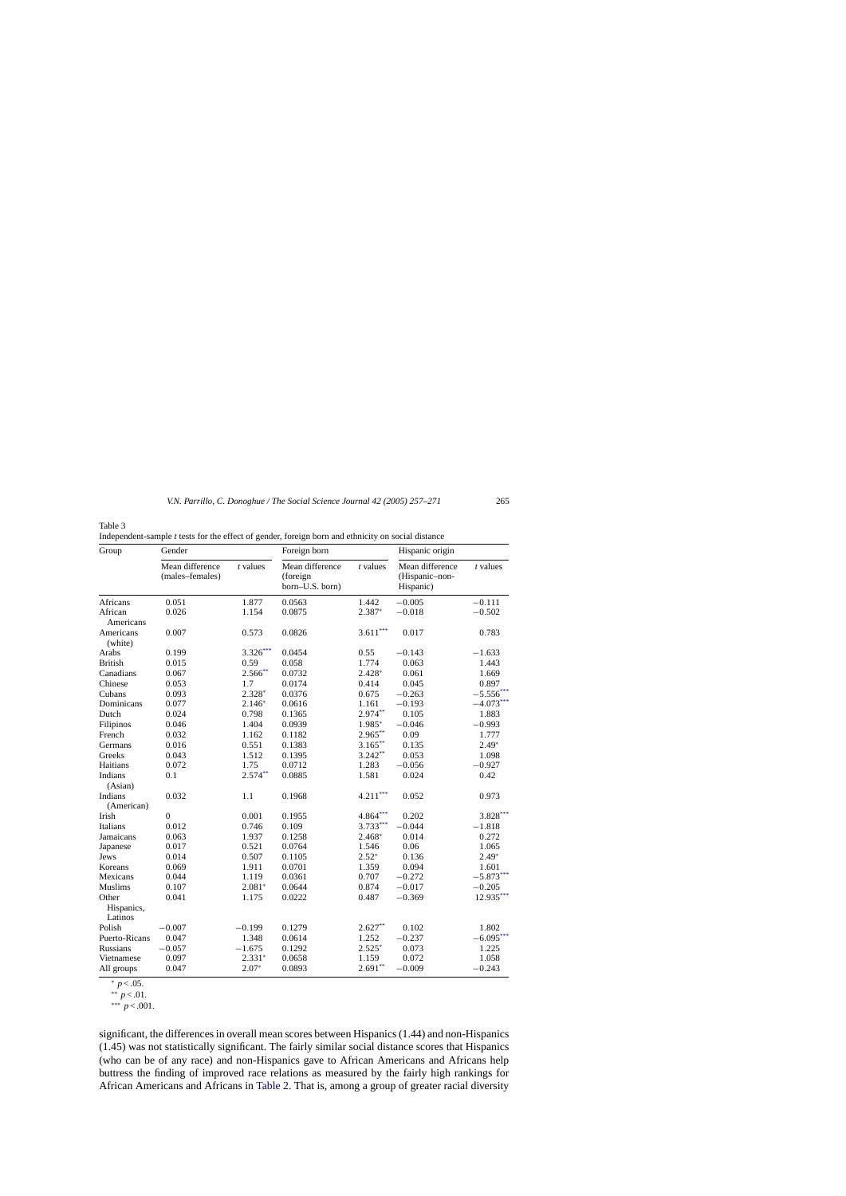Table 3
Independent-sample *t* tests for the effect of gender, foreign born and ethnicity on social distance

| Group | Gender | | Foreign born | | Hispanic origin | |
|---|---|---|---|---|---|---|
| | Mean difference (males–females) | *t* values | Mean difference (foreign born–U.S. born) | *t* values | Mean difference (Hispanic–non-Hispanic) | *t* values |
| Africans | 0.051 | 1.877 | 0.0563 | 1.442 | −0.005 | −0.111 |
| African Americans | 0.026 | 1.154 | 0.0875 | 2.387* | −0.018 | −0.502 |
| Americans (white) | 0.007 | 0.573 | 0.0826 | 3.611*** | 0.017 | 0.783 |
| Arabs | 0.199 | 3.326*** | 0.0454 | 0.55 | −0.143 | −1.633 |
| British | 0.015 | 0.59 | 0.058 | 1.774 | 0.063 | 1.443 |
| Canadians | 0.067 | 2.566** | 0.0732 | 2.428* | 0.061 | 1.669 |
| Chinese | 0.053 | 1.7 | 0.0174 | 0.414 | 0.045 | 0.897 |
| Cubans | 0.093 | 2.328* | 0.0376 | 0.675 | −0.263 | −5.556*** |
| Dominicans | 0.077 | 2.146* | 0.0616 | 1.161 | −0.193 | −4.073*** |
| Dutch | 0.024 | 0.798 | 0.1365 | 2.974** | 0.105 | 1.883 |
| Filipinos | 0.046 | 1.404 | 0.0939 | 1.985* | −0.046 | −0.993 |
| French | 0.032 | 1.162 | 0.1182 | 2.965** | 0.09 | 1.777 |
| Germans | 0.016 | 0.551 | 0.1383 | 3.165** | 0.135 | 2.49* |
| Greeks | 0.043 | 1.512 | 0.1395 | 3.242** | 0.053 | 1.098 |
| Haitians | 0.072 | 1.75 | 0.0712 | 1.283 | −0.056 | −0.927 |
| Indians (Asian) | 0.1 | 2.574** | 0.0885 | 1.581 | 0.024 | 0.42 |
| Indians (American) | 0.032 | 1.1 | 0.1968 | 4.211*** | 0.052 | 0.973 |
| Irish | 0 | 0.001 | 0.1955 | 4.864*** | 0.202 | 3.828*** |
| Italians | 0.012 | 0.746 | 0.109 | 3.733*** | −0.044 | −1.818 |
| Jamaicans | 0.063 | 1.937 | 0.1258 | 2.468* | 0.014 | 0.272 |
| Japanese | 0.017 | 0.521 | 0.0764 | 1.546 | 0.06 | 1.065 |
| Jews | 0.014 | 0.507 | 0.1105 | 2.52* | 0.136 | 2.49* |
| Koreans | 0.069 | 1.911 | 0.0701 | 1.359 | 0.094 | 1.601 |
| Mexicans | 0.044 | 1.119 | 0.0361 | 0.707 | −0.272 | −5.873*** |
| Muslims | 0.107 | 2.081* | 0.0644 | 0.874 | −0.017 | −0.205 |
| Other Hispanics, Latinos | 0.041 | 1.175 | 0.0222 | 0.487 | −0.369 | 12.935*** |
| Polish | −0.007 | −0.199 | 0.1279 | 2.627** | 0.102 | 1.802 |
| Puerto-Ricans | 0.047 | 1.348 | 0.0614 | 1.252 | −0.237 | −6.095*** |
| Russians | −0.057 | −1.675 | 0.1292 | 2.525* | 0.073 | 1.225 |
| Vietnamese | 0.097 | 2.331* | 0.0658 | 1.159 | 0.072 | 1.058 |
| All groups | 0.047 | 2.07* | 0.0893 | 2.691** | −0.009 | −0.243 |

* $p < .05$.
** $p < .01$.
*** $p < .001$.

significant, the differences in overall mean scores between Hispanics (1.44) and non-Hispanics (1.45) was not statistically significant. The fairly similar social distance scores that Hispanics (who can be of any race) and non-Hispanics gave to African Americans and Africans help buttress the finding of improved race relations as measured by the fairly high rankings for African Americans and Africans in Table 2. That is, among a group of greater racial diversity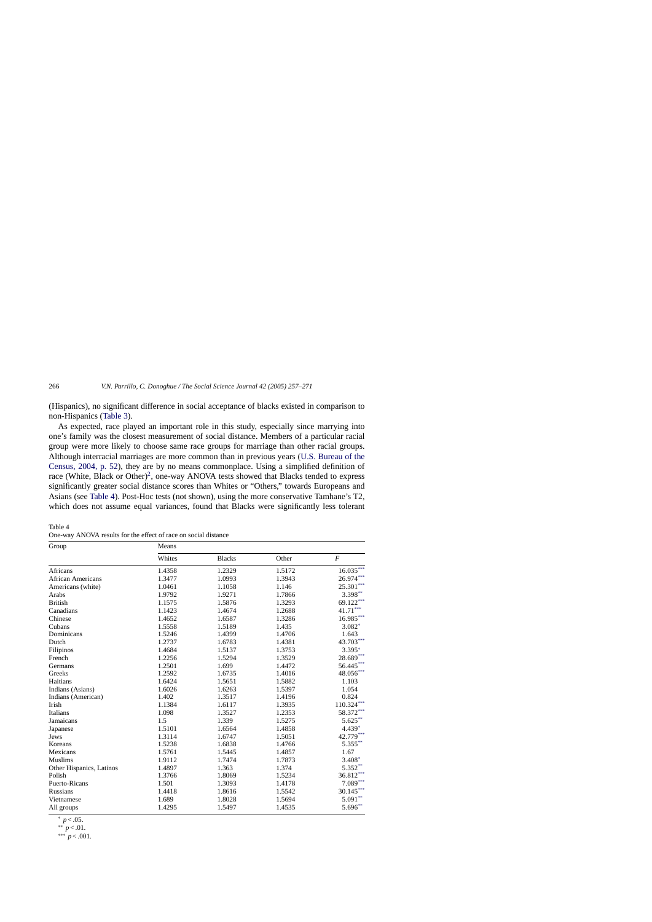(Hispanics), no significant difference in social acceptance of blacks existed in comparison to non-Hispanics (Table 3).

As expected, race played an important role in this study, especially since marrying into one's family was the closest measurement of social distance. Members of a particular racial group were more likely to choose same race groups for marriage than other racial groups. Although interracial marriages are more common than in previous years (U.S. Bureau of the Census, 2004, p. 52), they are by no means commonplace. Using a simplified definition of race (White, Black or Other)[2], one-way ANOVA tests showed that Blacks tended to express significantly greater social distance scores than Whites or "Others," towards Europeans and Asians (see Table 4). Post-Hoc tests (not shown), using the more conservative Tamhane's T2, which does not assume equal variances, found that Blacks were significantly less tolerant

Table 4
One-way ANOVA results for the effect of race on social distance

| Group | Means | | | |
|---|---|---|---|---|
| | Whites | Blacks | Other | *F* |
| Africans | 1.4358 | 1.2329 | 1.5172 | 16.035*** |
| African Americans | 1.3477 | 1.0993 | 1.3943 | 26.974*** |
| Americans (white) | 1.0461 | 1.1058 | 1.146 | 25.301*** |
| Arabs | 1.9792 | 1.9271 | 1.7866 | 3.398** |
| British | 1.1575 | 1.5876 | 1.3293 | 69.122*** |
| Canadians | 1.1423 | 1.4674 | 1.2688 | 41.71*** |
| Chinese | 1.4652 | 1.6587 | 1.3286 | 16.985*** |
| Cubans | 1.5558 | 1.5189 | 1.435 | 3.082* |
| Dominicans | 1.5246 | 1.4399 | 1.4706 | 1.643 |
| Dutch | 1.2737 | 1.6783 | 1.4381 | 43.703*** |
| Filipinos | 1.4684 | 1.5137 | 1.3753 | 3.395* |
| French | 1.2256 | 1.5294 | 1.3529 | 28.689*** |
| Germans | 1.2501 | 1.699 | 1.4472 | 56.445*** |
| Greeks | 1.2592 | 1.6735 | 1.4016 | 48.056*** |
| Haitians | 1.6424 | 1.5651 | 1.5882 | 1.103 |
| Indians (Asians) | 1.6026 | 1.6263 | 1.5397 | 1.054 |
| Indians (American) | 1.402 | 1.3517 | 1.4196 | 0.824 |
| Irish | 1.1384 | 1.6117 | 1.3935 | 110.324*** |
| Italians | 1.098 | 1.3527 | 1.2353 | 58.372*** |
| Jamaicans | 1.5 | 1.339 | 1.5275 | 5.625** |
| Japanese | 1.5101 | 1.6564 | 1.4858 | 4.439* |
| Jews | 1.3114 | 1.6747 | 1.5051 | 42.779*** |
| Koreans | 1.5238 | 1.6838 | 1.4766 | 5.355** |
| Mexicans | 1.5761 | 1.5445 | 1.4857 | 1.67 |
| Muslims | 1.9112 | 1.7474 | 1.7873 | 3.408* |
| Other Hispanics, Latinos | 1.4897 | 1.363 | 1.374 | 5.352** |
| Polish | 1.3766 | 1.8069 | 1.5234 | 36.812*** |
| Puerto-Ricans | 1.501 | 1.3093 | 1.4178 | 7.089*** |
| Russians | 1.4418 | 1.8616 | 1.5542 | 30.145*** |
| Vietnamese | 1.689 | 1.8028 | 1.5694 | 5.091** |
| All groups | 1.4295 | 1.5497 | 1.4535 | 5.696** |

\* $p < .05$.

\*\* $p < .01$.

\*\*\* $p < .001$.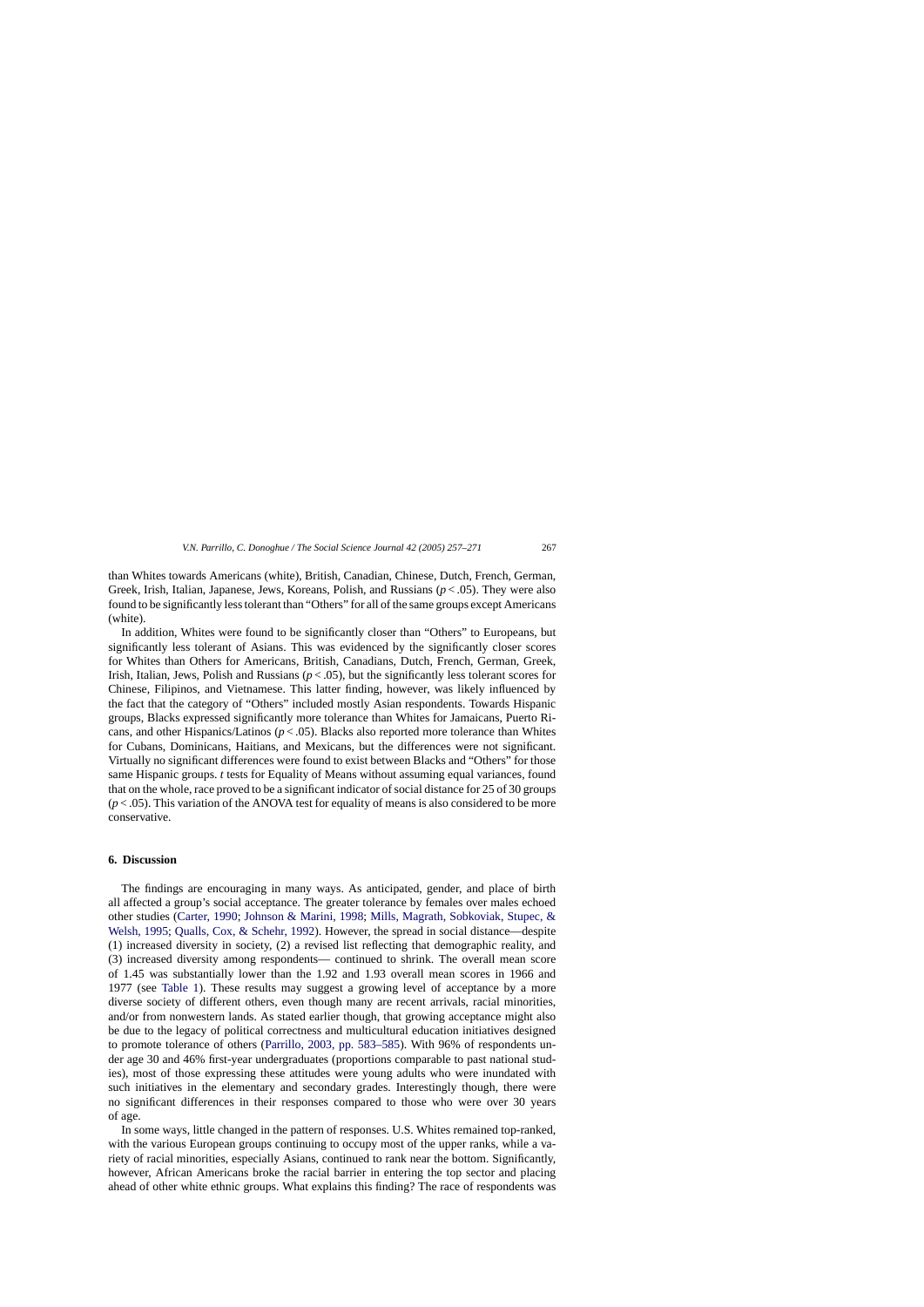than Whites towards Americans (white), British, Canadian, Chinese, Dutch, French, German, Greek, Irish, Italian, Japanese, Jews, Koreans, Polish, and Russians ($p < .05$). They were also found to be significantly less tolerant than "Others" for all of the same groups except Americans (white).

In addition, Whites were found to be significantly closer than "Others" to Europeans, but significantly less tolerant of Asians. This was evidenced by the significantly closer scores for Whites than Others for Americans, British, Canadians, Dutch, French, German, Greek, Irish, Italian, Jews, Polish and Russians ($p < .05$), but the significantly less tolerant scores for Chinese, Filipinos, and Vietnamese. This latter finding, however, was likely influenced by the fact that the category of "Others" included mostly Asian respondents. Towards Hispanic groups, Blacks expressed significantly more tolerance than Whites for Jamaicans, Puerto Ricans, and other Hispanics/Latinos ($p < .05$). Blacks also reported more tolerance than Whites for Cubans, Dominicans, Haitians, and Mexicans, but the differences were not significant. Virtually no significant differences were found to exist between Blacks and "Others" for those same Hispanic groups. *t* tests for Equality of Means without assuming equal variances, found that on the whole, race proved to be a significant indicator of social distance for 25 of 30 groups ($p < .05$). This variation of the ANOVA test for equality of means is also considered to be more conservative.

## 6. Discussion

The findings are encouraging in many ways. As anticipated, gender, and place of birth all affected a group's social acceptance. The greater tolerance by females over males echoed other studies (Carter, 1990; Johnson & Marini, 1998; Mills, Magrath, Sobkoviak, Stupec, & Welsh, 1995; Qualls, Cox, & Schehr, 1992). However, the spread in social distance—despite (1) increased diversity in society, (2) a revised list reflecting that demographic reality, and (3) increased diversity among respondents— continued to shrink. The overall mean score of 1.45 was substantially lower than the 1.92 and 1.93 overall mean scores in 1966 and 1977 (see Table 1). These results may suggest a growing level of acceptance by a more diverse society of different others, even though many are recent arrivals, racial minorities, and/or from nonwestern lands. As stated earlier though, that growing acceptance might also be due to the legacy of political correctness and multicultural education initiatives designed to promote tolerance of others (Parrillo, 2003, pp. 583–585). With 96% of respondents under age 30 and 46% first-year undergraduates (proportions comparable to past national studies), most of those expressing these attitudes were young adults who were inundated with such initiatives in the elementary and secondary grades. Interestingly though, there were no significant differences in their responses compared to those who were over 30 years of age.

In some ways, little changed in the pattern of responses. U.S. Whites remained top-ranked, with the various European groups continuing to occupy most of the upper ranks, while a variety of racial minorities, especially Asians, continued to rank near the bottom. Significantly, however, African Americans broke the racial barrier in entering the top sector and placing ahead of other white ethnic groups. What explains this finding? The race of respondents was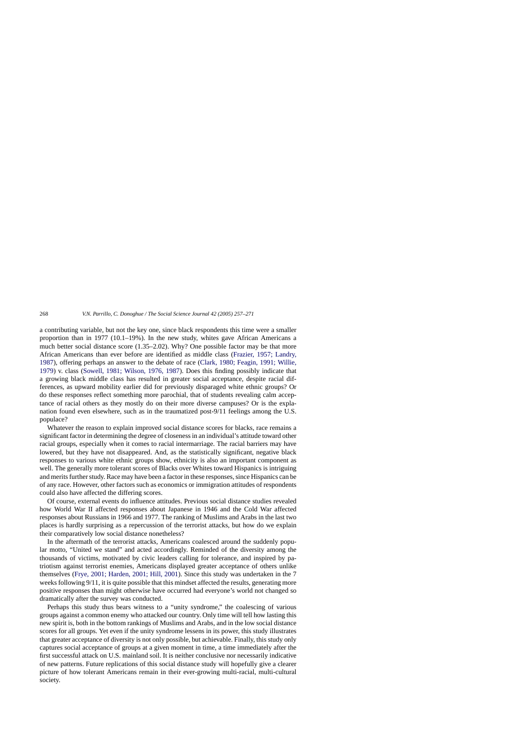a contributing variable, but not the key one, since black respondents this time were a smaller proportion than in 1977 (10.1–19%). In the new study, whites gave African Americans a much better social distance score (1.35–2.02). Why? One possible factor may be that more African Americans than ever before are identified as middle class (Frazier, 1957; Landry, 1987), offering perhaps an answer to the debate of race (Clark, 1980; Feagin, 1991; Willie, 1979) v. class (Sowell, 1981; Wilson, 1976, 1987). Does this finding possibly indicate that a growing black middle class has resulted in greater social acceptance, despite racial differences, as upward mobility earlier did for previously disparaged white ethnic groups? Or do these responses reflect something more parochial, that of students revealing calm acceptance of racial others as they mostly do on their more diverse campuses? Or is the explanation found even elsewhere, such as in the traumatized post-9/11 feelings among the U.S. populace?

Whatever the reason to explain improved social distance scores for blacks, race remains a significant factor in determining the degree of closeness in an individual's attitude toward other racial groups, especially when it comes to racial intermarriage. The racial barriers may have lowered, but they have not disappeared. And, as the statistically significant, negative black responses to various white ethnic groups show, ethnicity is also an important component as well. The generally more tolerant scores of Blacks over Whites toward Hispanics is intriguing and merits further study. Race may have been a factor in these responses, since Hispanics can be of any race. However, other factors such as economics or immigration attitudes of respondents could also have affected the differing scores.

Of course, external events do influence attitudes. Previous social distance studies revealed how World War II affected responses about Japanese in 1946 and the Cold War affected responses about Russians in 1966 and 1977. The ranking of Muslims and Arabs in the last two places is hardly surprising as a repercussion of the terrorist attacks, but how do we explain their comparatively low social distance nonetheless?

In the aftermath of the terrorist attacks, Americans coalesced around the suddenly popular motto, "United we stand" and acted accordingly. Reminded of the diversity among the thousands of victims, motivated by civic leaders calling for tolerance, and inspired by patriotism against terrorist enemies, Americans displayed greater acceptance of others unlike themselves (Frye, 2001; Harden, 2001; Hill, 2001). Since this study was undertaken in the 7 weeks following 9/11, it is quite possible that this mindset affected the results, generating more positive responses than might otherwise have occurred had everyone's world not changed so dramatically after the survey was conducted.

Perhaps this study thus bears witness to a "unity syndrome," the coalescing of various groups against a common enemy who attacked our country. Only time will tell how lasting this new spirit is, both in the bottom rankings of Muslims and Arabs, and in the low social distance scores for all groups. Yet even if the unity syndrome lessens in its power, this study illustrates that greater acceptance of diversity is not only possible, but achievable. Finally, this study only captures social acceptance of groups at a given moment in time, a time immediately after the first successful attack on U.S. mainland soil. It is neither conclusive nor necessarily indicative of new patterns. Future replications of this social distance study will hopefully give a clearer picture of how tolerant Americans remain in their ever-growing multi-racial, multi-cultural society.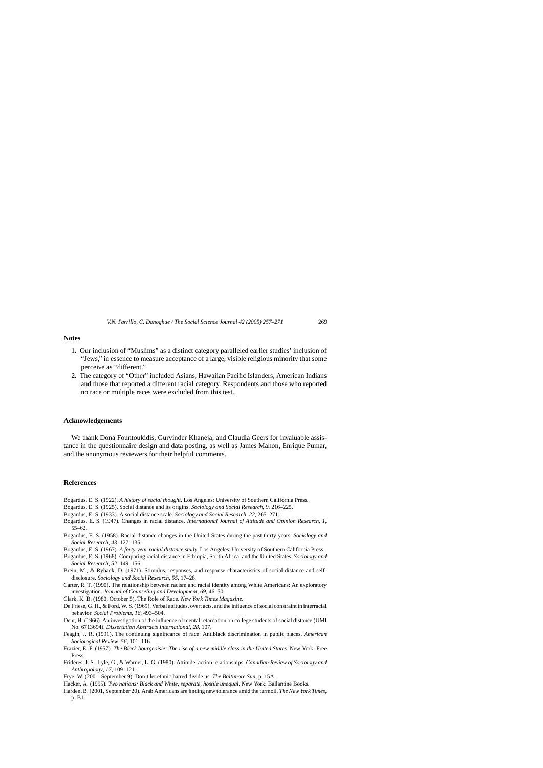## Notes

1. Our inclusion of "Muslims" as a distinct category paralleled earlier studies' inclusion of "Jews," in essence to measure acceptance of a large, visible religious minority that some perceive as "different."
2. The category of "Other" included Asians, Hawaiian Pacific Islanders, American Indians and those that reported a different racial category. Respondents and those who reported no race or multiple races were excluded from this test.

## Acknowledgements

We thank Dona Fountoukidis, Gurvinder Khaneja, and Claudia Geers for invaluable assistance in the questionnaire design and data posting, as well as James Mahon, Enrique Pumar, and the anonymous reviewers for their helpful comments.

## References

Bogardus, E. S. (1922). *A history of social thought*. Los Angeles: University of Southern California Press.

Bogardus, E. S. (1925). Social distance and its origins. *Sociology and Social Research*, *9*, 216–225.

Bogardus, E. S. (1933). A social distance scale. *Sociology and Social Research*, *22*, 265–271.

Bogardus, E. S. (1947). Changes in racial distance. *International Journal of Attitude and Opinion Research*, *1*, 55–62.

Bogardus, E. S. (1958). Racial distance changes in the United States during the past thirty years. *Sociology and Social Research*, *43*, 127–135.

Bogardus, E. S. (1967). *A forty-year racial distance study*. Los Angeles: University of Southern California Press.

Bogardus, E. S. (1968). Comparing racial distance in Ethiopia, South Africa, and the United States. *Sociology and Social Research*, *52*, 149–156.

Brein, M., & Ryback, D. (1971). Stimulus, responses, and response characteristics of social distance and self-disclosure. *Sociology and Social Research*, *55*, 17–28.

Carter, R. T. (1990). The relationship between racism and racial identity among White Americans: An exploratory investigation. *Journal of Counseling and Development*, *69*, 46–50.

Clark, K. B. (1980, October 5). The Role of Race. *New York Times Magazine*.

De Friese, G. H., & Ford, W. S. (1969). Verbal attitudes, overt acts, and the influence of social constraint in interracial behavior. *Social Problems*, *16*, 493–504.

Dent, H. (1966). An investigation of the influence of mental retardation on college students of social distance (UMI No. 6713694). *Dissertation Abstracts International*, *28*, 107.

Feagin, J. R. (1991). The continuing significance of race: Antiblack discrimination in public places. *American Sociological Review*, *56*, 101–116.

Frazier, E. F. (1957). *The Black bourgeoisie: The rise of a new middle class in the United States*. New York: Free Press.

Frideres, J. S., Lyle, G., & Warner, L. G. (1980). Attitude–action relationships. *Canadian Review of Sociology and Anthropology*, *17*, 109–121.

Frye, W. (2001, September 9). Don't let ethnic hatred divide us. *The Baltimore Sun*, p. 15A.

Hacker, A. (1995). *Two nations: Black and White, separate, hostile unequal*. New York: Ballantine Books.

Harden, B. (2001, September 20). Arab Americans are finding new tolerance amid the turmoil. *The New York Times*, p. B1.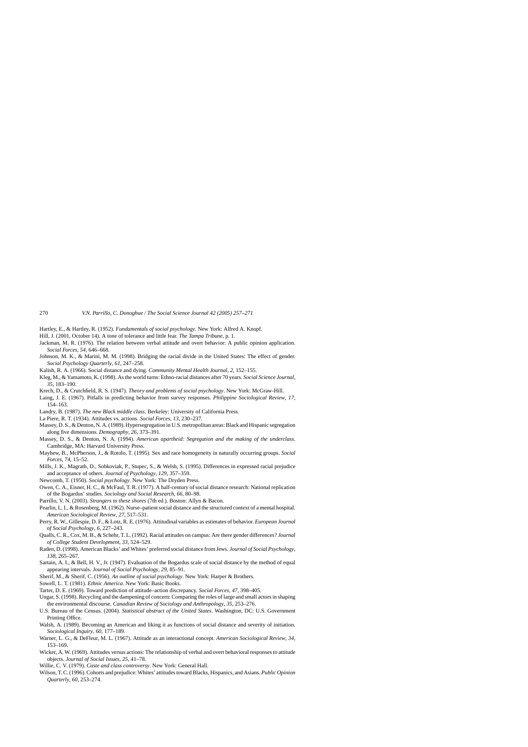Hartley, E., & Hartley, R. (1952). *Fundamentals of social psychology*. New York: Alfred A. Knopf.

Hill, J. (2001, October 14). A tone of tolerance and little fear. *The Tampa Tribune*, p. 1.

Jackman, M. R. (1976). The relation between verbal attitude and overt behavior: A public opinion application. *Social Forces*, *54*, 646–668.

Johnson, M. K., & Marini, M. M. (1998). Bridging the racial divide in the United States: The effect of gender. *Social Psychology Quarterly*, *61*, 247–258.

Kalish, R. A. (1966). Social distance and dying. *Community Mental Health Journal*, *2*, 152–155.

Kleg, M., & Yamamoto, K. (1998). As the world turns: Ethno-racial distances after 70 years. *Social Science Journal*, *35*, 183–190.

Krech, D., & Crutchfield, R. S. (1947). *Theory and problems of social psychology*. New York: McGraw-Hill.

Laing, J. E. (1967). Pitfalls in predicting behavior from survey responses. *Philippine Sociological Review*, *17*, 154–163.

Landry, B. (1987). *The new Black middle class*. Berkeley: University of California Press.

La Piere, R. T. (1934). Attitudes vs. actions. *Social Forces*, *13*, 230–237.

Massey, D. S., & Denton, N. A. (1989). Hypersegregation in U.S. metropolitan areas: Black and Hispanic segregation along five dimensions. *Demography*, *26*, 373–391.

Massey, D. S., & Denton, N. A. (1994). *American apartheid: Segregation and the making of the underclass*. Cambridge, MA: Harvard University Press.

Mayhew, B., McPherson, J., & Rotolo, T. (1995). Sex and race homogeneity in naturally occurring groups. *Social Forces*, *74*, 15–52.

Mills, J. K., Magrath, D., Sobkoviak, P., Stupec, S., & Welsh, S. (1995). Differences in expressed racial prejudice and acceptance of others. *Journal of Psychology*, *129*, 357–359.

Newcomb, T. (1950). *Social psychology*. New York: The Dryden Press.

Owen, C. A., Eisner, H. C., & McFaul, T. R. (1977). A half-century of social distance research: National replication of the Bogardus' studies. *Sociology and Social Research*, *66*, 80–98.

Parrillo, V. N. (2003). *Strangers to these shores* (7th ed.). Boston: Allyn & Bacon.

Pearlin, L. I., & Rosenberg, M. (1962). Nurse–patient social distance and the structured context of a mental hospital. *American Sociological Review*, *27*, 517–531.

Perry, R. W., Gillespie, D. F., & Lotz, R. E. (1976). Attitudinal variables as estimates of behavior. *European Journal of Social Psychology*, *6*, 227–243.

Qualls, C. R., Cox, M. B., & Schehr, T. L. (1992). Racial attitudes on campus: Are there gender differences? *Journal of College Student Development*, *33*, 524–529.

Raden, D. (1998). American Blacks' and Whites' preferred social distance from Jews. *Journal of Social Psychology*, *138*, 265–267.

Sartain, A. I., & Bell, H. V., Jr. (1947). Evaluation of the Bogardus scale of social distance by the method of equal appearing intervals. *Journal of Social Psychology*, *29*, 85–91.

Sherif, M., & Sherif, C. (1956). *An outline of social psychology*. New York: Harper & Brothers.

Sowell, L. T. (1981). *Ethnic America*. New York: Basic Books.

Tarter, D. E. (1969). Toward prediction of attitude–action discrepancy. *Social Forces*, *47*, 398–405.

Ungar, S. (1998). Recycling and the dampening of concern: Comparing the roles of large and small actors in shaping the environmental discourse. *Canadian Review of Sociology and Anthropology*, *35*, 253–276.

U.S. Bureau of the Census. (2004). *Statistical abstract of the United States*. Washington, DC: U.S. Government Printing Office.

Walsh, A. (1989). Becoming an American and liking it as functions of social distance and severity of initiation. *Sociological Inquiry*, *60*, 177–189.

Warner, L. G., & DeFleur, M. L. (1967). Attitude as an interactional concept. *American Sociological Review*, *34*, 153–169.

Wicker, A. W. (1969). Attitudes versus actions: The relationship of verbal and overt behavioral responses to attitude objects. *Journal of Social Issues*, *25*, 41–78.

Willie, C. V. (1979). *Caste and class controversy*. New York: General Hall.

Wilson, T. C. (1996). Cohorts and prejudice: Whites' attitudes toward Blacks, Hispanics, and Asians. *Public Opinion Quarterly*, *60*, 253–274.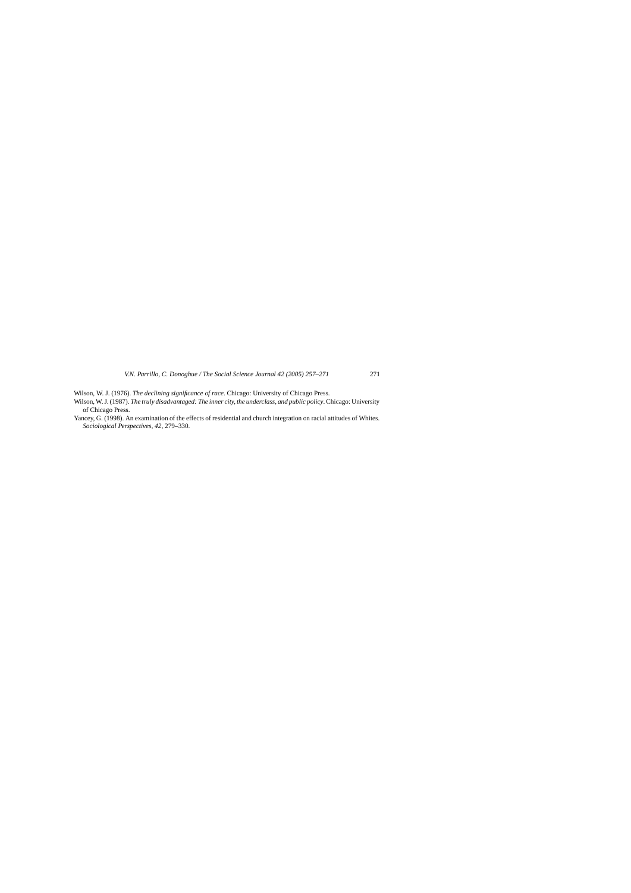Wilson, W. J. (1976). *The declining significance of race*. Chicago: University of Chicago Press.

Wilson, W. J. (1987). *The truly disadvantaged: The inner city, the underclass, and public policy*. Chicago: University of Chicago Press.

Yancey, G. (1998). An examination of the effects of residential and church integration on racial attitudes of Whites. *Sociological Perspectives*, *42*, 279–330.